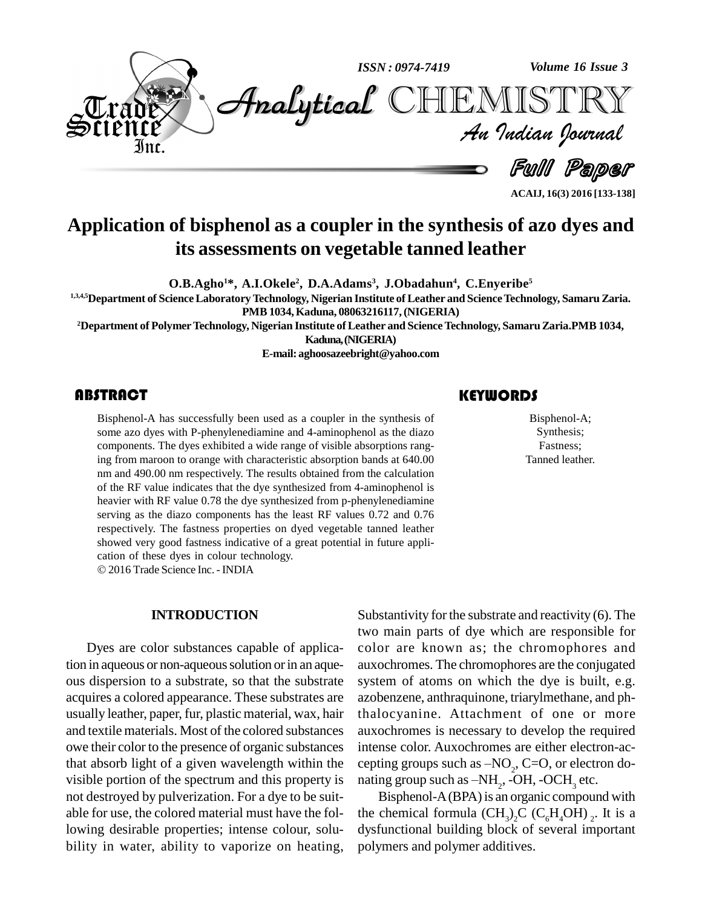# Application of bisphenol as a coupler in the synthesis of azo dyes and its assessments on vegetable tanned leather

**O.B.Agho[1]*, A.I.Okele[2], D.A.Adams[3], J.Obadahun[4], C.Enyeribe[5]**

[1,3,4,5]Department of Science Laboratory Technology, Nigerian Institute of Leather and Science Technology, Samaru Zaria. PMB 1034, Kaduna, 08063216117, (NIGERIA)

[2]Department of Polymer Technology, Nigerian Institute of Leather and Science Technology, Samaru Zaria.PMB 1034, Kaduna, (NIGERIA)

E-mail: aghoosazeebright@yahoo.com

## ABSTRACT

Bisphenol-A has successfully been used as a coupler in the synthesis of some azo dyes with P-phenylenediamine and 4-aminophenol as the diazo components. The dyes exhibited a wide range of visible absorptions ranging from maroon to orange with characteristic absorption bands at 640.00 nm and 490.00 nm respectively. The results obtained from the calculation of the RF value indicates that the dye synthesized from 4-aminophenol is heavier with RF value 0.78 the dye synthesized from p-phenylenediamine serving as the diazo components has the least RF values 0.72 and 0.76 respectively. The fastness properties on dyed vegetable tanned leather showed very good fastness indicative of a great potential in future application of these dyes in colour technology.

© 2016 Trade Science Inc. - INDIA

## KEYWORDS

Bisphenol-A;
Synthesis;
Fastness;
Tanned leather.

## INTRODUCTION

Dyes are color substances capable of application in aqueous or non-aqueous solution or in an aqueous dispersion to a substrate, so that the substrate acquires a colored appearance. These substrates are usually leather, paper, fur, plastic material, wax, hair and textile materials. Most of the colored substances owe their color to the presence of organic substances that absorb light of a given wavelength within the visible portion of the spectrum and this property is not destroyed by pulverization. For a dye to be suitable for use, the colored material must have the following desirable properties; intense colour, solubility in water, ability to vaporize on heating, Substantivity for the substrate and reactivity (6). The two main parts of dye which are responsible for color are known as; the chromophores and auxochromes. The chromophores are the conjugated system of atoms on which the dye is built, e.g. azobenzene, anthraquinone, triarylmethane, and phthalocyanine. Attachment of one or more auxochromes is necessary to develop the required intense color. Auxochromes are either electron-accepting groups such as $–NO_2$, C=O, or electron donating group such as $–NH_2$, -OH, $-OCH_3$ etc.

Bisphenol-A (BPA) is an organic compound with the chemical formula $(CH_3)_2C\ (C_6H_4OH)_2$. It is a dysfunctional building block of several important polymers and polymer additives.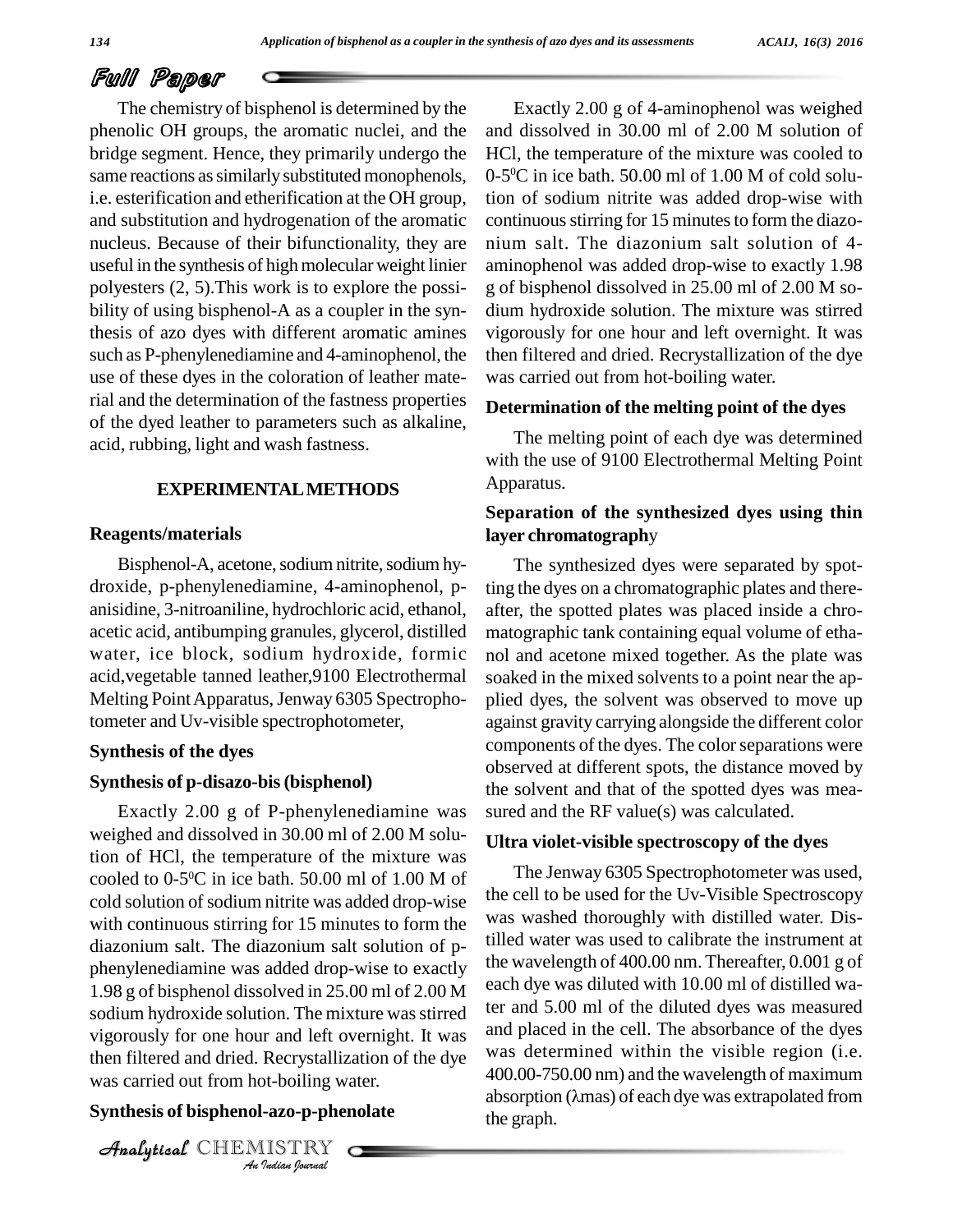The chemistry of bisphenol is determined by the phenolic OH groups, the aromatic nuclei, and the bridge segment. Hence, they primarily undergo the same reactions as similarly substituted monophenols, i.e. esterification and etherification at the OH group, and substitution and hydrogenation of the aromatic nucleus. Because of their bifunctionality, they are useful in the synthesis of high molecular weight linier polyesters (2, 5).This work is to explore the possibility of using bisphenol-A as a coupler in the synthesis of azo dyes with different aromatic amines such as P-phenylenediamine and 4-aminophenol, the use of these dyes in the coloration of leather material and the determination of the fastness properties of the dyed leather to parameters such as alkaline, acid, rubbing, light and wash fastness.

## EXPERIMENTAL METHODS

### Reagents/materials

Bisphenol-A, acetone, sodium nitrite, sodium hydroxide, p-phenylenediamine, 4-aminophenol, p-anisidine, 3-nitroaniline, hydrochloric acid, ethanol, acetic acid, antibumping granules, glycerol, distilled water, ice block, sodium hydroxide, formic acid,vegetable tanned leather,9100 Electrothermal Melting Point Apparatus, Jenway 6305 Spectrophotometer and Uv-visible spectrophotometer,

### Synthesis of the dyes

### Synthesis of p-disazo-bis (bisphenol)

Exactly 2.00 g of P-phenylenediamine was weighed and dissolved in 30.00 ml of 2.00 M solution of HCl, the temperature of the mixture was cooled to 0-5$^0$C in ice bath. 50.00 ml of 1.00 M of cold solution of sodium nitrite was added drop-wise with continuous stirring for 15 minutes to form the diazonium salt. The diazonium salt solution of p-phenylenediamine was added drop-wise to exactly 1.98 g of bisphenol dissolved in 25.00 ml of 2.00 M sodium hydroxide solution. The mixture was stirred vigorously for one hour and left overnight. It was then filtered and dried. Recrystallization of the dye was carried out from hot-boiling water.

### Synthesis of bisphenol-azo-p-phenolate

Exactly 2.00 g of 4-aminophenol was weighed and dissolved in 30.00 ml of 2.00 M solution of HCl, the temperature of the mixture was cooled to 0-5$^0$C in ice bath. 50.00 ml of 1.00 M of cold solution of sodium nitrite was added drop-wise with continuous stirring for 15 minutes to form the diazonium salt. The diazonium salt solution of 4-aminophenol was added drop-wise to exactly 1.98 g of bisphenol dissolved in 25.00 ml of 2.00 M sodium hydroxide solution. The mixture was stirred vigorously for one hour and left overnight. It was then filtered and dried. Recrystallization of the dye was carried out from hot-boiling water.

### Determination of the melting point of the dyes

The melting point of each dye was determined with the use of 9100 Electrothermal Melting Point Apparatus.

### Separation of the synthesized dyes using thin layer chromatography

The synthesized dyes were separated by spotting the dyes on a chromatographic plates and thereafter, the spotted plates was placed inside a chromatographic tank containing equal volume of ethanol and acetone mixed together. As the plate was soaked in the mixed solvents to a point near the applied dyes, the solvent was observed to move up against gravity carrying alongside the different color components of the dyes. The color separations were observed at different spots, the distance moved by the solvent and that of the spotted dyes was measured and the RF value(s) was calculated.

### Ultra violet-visible spectroscopy of the dyes

The Jenway 6305 Spectrophotometer was used, the cell to be used for the Uv-Visible Spectroscopy was washed thoroughly with distilled water. Distilled water was used to calibrate the instrument at the wavelength of 400.00 nm. Thereafter, 0.001 g of each dye was diluted with 10.00 ml of distilled water and 5.00 ml of the diluted dyes was measured and placed in the cell. The absorbance of the dyes was determined within the visible region (i.e. 400.00-750.00 nm) and the wavelength of maximum absorption ($\lambda$mas) of each dye was extrapolated from the graph.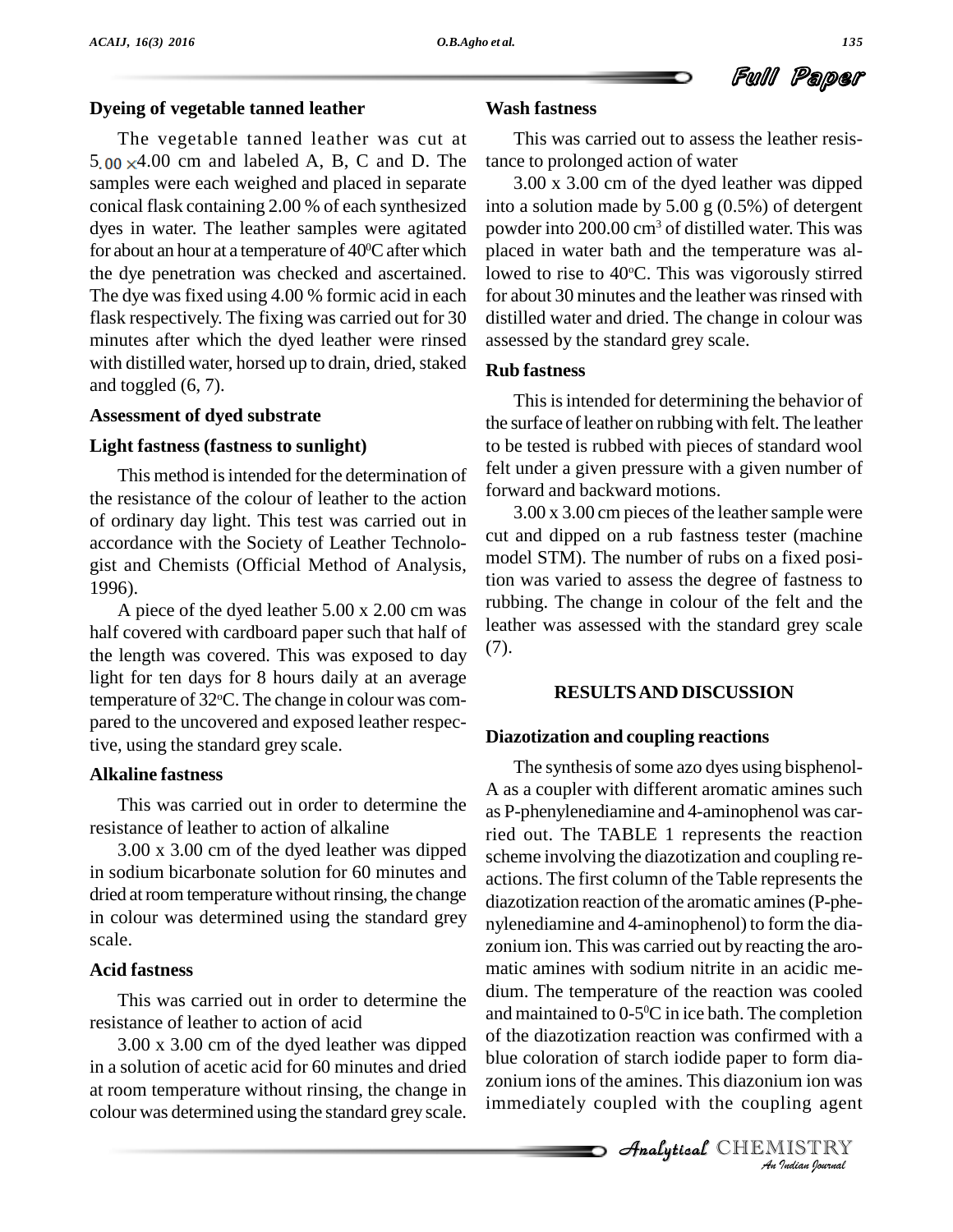### Dyeing of vegetable tanned leather

The vegetable tanned leather was cut at $5.00 \times 4.00$ cm and labeled A, B, C and D. The samples were each weighed and placed in separate conical flask containing 2.00 % of each synthesized dyes in water. The leather samples were agitated for about an hour at a temperature of $40^0$C after which the dye penetration was checked and ascertained. The dye was fixed using 4.00 % formic acid in each flask respectively. The fixing was carried out for 30 minutes after which the dyed leather were rinsed with distilled water, horsed up to drain, dried, staked and toggled (6, 7).

### Assessment of dyed substrate

### Light fastness (fastness to sunlight)

This method is intended for the determination of the resistance of the colour of leather to the action of ordinary day light. This test was carried out in accordance with the Society of Leather Technologist and Chemists (Official Method of Analysis, 1996).

A piece of the dyed leather 5.00 x 2.00 cm was half covered with cardboard paper such that half of the length was covered. This was exposed to day light for ten days for 8 hours daily at an average temperature of $32^o$C. The change in colour was compared to the uncovered and exposed leather respective, using the standard grey scale.

### Alkaline fastness

This was carried out in order to determine the resistance of leather to action of alkaline

3.00 x 3.00 cm of the dyed leather was dipped in sodium bicarbonate solution for 60 minutes and dried at room temperature without rinsing, the change in colour was determined using the standard grey scale.

### Acid fastness

This was carried out in order to determine the resistance of leather to action of acid

3.00 x 3.00 cm of the dyed leather was dipped in a solution of acetic acid for 60 minutes and dried at room temperature without rinsing, the change in colour was determined using the standard grey scale.

### Wash fastness

This was carried out to assess the leather resistance to prolonged action of water

3.00 x 3.00 cm of the dyed leather was dipped into a solution made by 5.00 g (0.5%) of detergent powder into 200.00 $cm^3$ of distilled water. This was placed in water bath and the temperature was allowed to rise to $40^o$C. This was vigorously stirred for about 30 minutes and the leather was rinsed with distilled water and dried. The change in colour was assessed by the standard grey scale.

### Rub fastness

This is intended for determining the behavior of the surface of leather on rubbing with felt. The leather to be tested is rubbed with pieces of standard wool felt under a given pressure with a given number of forward and backward motions.

3.00 x 3.00 cm pieces of the leather sample were cut and dipped on a rub fastness tester (machine model STM). The number of rubs on a fixed position was varied to assess the degree of fastness to rubbing. The change in colour of the felt and the leather was assessed with the standard grey scale (7).

## RESULTS AND DISCUSSION

### Diazotization and coupling reactions

The synthesis of some azo dyes using bisphenol-A as a coupler with different aromatic amines such as P-phenylenediamine and 4-aminophenol was carried out. The TABLE 1 represents the reaction scheme involving the diazotization and coupling reactions. The first column of the Table represents the diazotization reaction of the aromatic amines (P-phenylenediamine and 4-aminophenol) to form the diazonium ion. This was carried out by reacting the aromatic amines with sodium nitrite in an acidic medium. The temperature of the reaction was cooled and maintained to 0-$5^0$C in ice bath. The completion of the diazotization reaction was confirmed with a blue coloration of starch iodide paper to form diazonium ions of the amines. This diazonium ion was immediately coupled with the coupling agent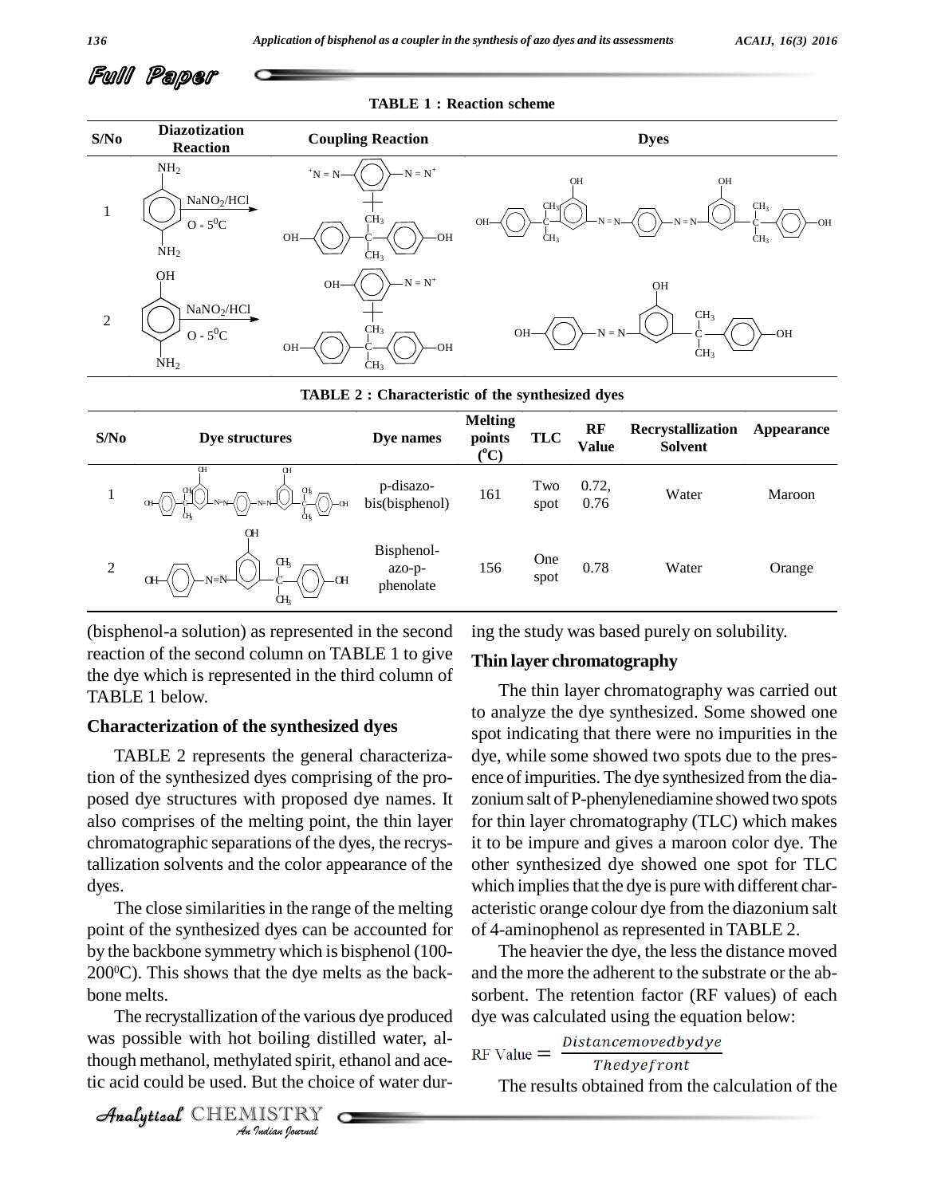**TABLE 1 : Reaction scheme**

| S/No | Diazotization Reaction | Coupling Reaction | Dyes |
|---|---|---|---|
| 1 | $NH_2$-C6H4-$NH_2$ ($NaNO_2$/HCl, 0 - 5$^0$C) | $^+N=N$-C6H4-$N=N^+$ + HO-C6H4-C($CH_3$)2-C6H4-OH | HO-C6H4-C($CH_3$)2-C6H3(OH)-N=N-C6H4-N=N-C6H3(OH)-C($CH_3$)2-C6H4-OH |
| 2 | OH-C6H4-$NH_2$ ($NaNO_2$/HCl, 0 - 5$^0$C) | HO-C6H4-$N=N^+$ + HO-C6H4-C($CH_3$)2-C6H4-OH | HO-C6H4-N=N-C6H3(OH)-C($CH_3$)2-C6H4-OH |

**TABLE 2 : Characteristic of the synthesized dyes**

| S/No | Dye structures | Dye names | Melting points ($^o$C) | TLC | RF Value | Recrystallization Solvent | Appearance |
|---|---|---|---|---|---|---|---|
| 1 | HO-C6H4-C($CH_3$)2-C6H3(OH)-N=N-C6H4-N=N-C6H3(OH)-C($CH_3$)2-C6H4-OH | p-disazo-bis(bisphenol) | 161 | Two spot | 0.72, 0.76 | Water | Maroon |
| 2 | HO-C6H4-N=N-C6H3(OH)-C($CH_3$)2-C6H4-OH | Bisphenol-azo-p-phenolate | 156 | One spot | 0.78 | Water | Orange |

(bisphenol-a solution) as represented in the second reaction of the second column on TABLE 1 to give the dye which is represented in the third column of TABLE 1 below.

### Characterization of the synthesized dyes

TABLE 2 represents the general characterization of the synthesized dyes comprising of the proposed dye structures with proposed dye names. It also comprises of the melting point, the thin layer chromatographic separations of the dyes, the recrystallization solvents and the color appearance of the dyes.

The close similarities in the range of the melting point of the synthesized dyes can be accounted for by the backbone symmetry which is bisphenol (100-200$^0$C). This shows that the dye melts as the backbone melts.

The recrystallization of the various dye produced was possible with hot boiling distilled water, although methanol, methylated spirit, ethanol and acetic acid could be used. But the choice of water during the study was based purely on solubility.

### Thin layer chromatography

The thin layer chromatography was carried out to analyze the dye synthesized. Some showed one spot indicating that there were no impurities in the dye, while some showed two spots due to the presence of impurities. The dye synthesized from the diazonium salt of P-phenylenediamine showed two spots for thin layer chromatography (TLC) which makes it to be impure and gives a maroon color dye. The other synthesized dye showed one spot for TLC which implies that the dye is pure with different characteristic orange colour dye from the diazonium salt of 4-aminophenol as represented in TABLE 2.

The heavier the dye, the less the distance moved and the more the adherent to the substrate or the absorbent. The retention factor (RF values) of each dye was calculated using the equation below:

$$\text{RF Value} = \frac{Distance moved by dye}{The dye front}$$

The results obtained from the calculation of the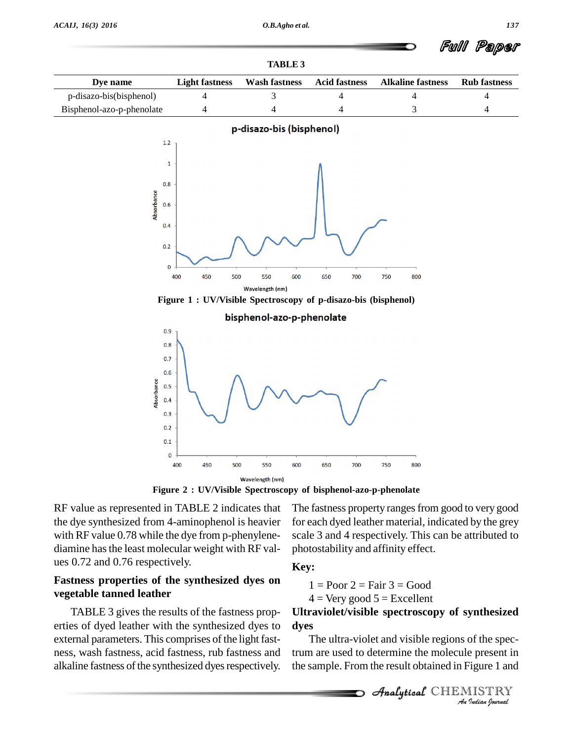**TABLE 3**

| Dye name | Light fastness | Wash fastness | Acid fastness | Alkaline fastness | Rub fastness |
|---|---|---|---|---|---|
| p-disazo-bis(bisphenol) | 4 | 3 | 4 | 4 | 4 |
| Bisphenol-azo-p-phenolate | 4 | 4 | 4 | 3 | 4 |

**Figure 1 : UV/Visible Spectroscopy of p-disazo-bis (bisphenol)**

**Figure 2 : UV/Visible Spectroscopy of bisphenol-azo-p-phenolate**

RF value as represented in TABLE 2 indicates that the dye synthesized from 4-aminophenol is heavier with RF value 0.78 while the dye from p-phenylene-diamine has the least molecular weight with RF values 0.72 and 0.76 respectively.

## Fastness properties of the synthesized dyes on vegetable tanned leather

TABLE 3 gives the results of the fastness properties of dyed leather with the synthesized dyes to external parameters. This comprises of the light fastness, wash fastness, acid fastness, rub fastness and alkaline fastness of the synthesized dyes respectively. The fastness property ranges from good to very good for each dyed leather material, indicated by the grey scale 3 and 4 respectively. This can be attributed to photostability and affinity effect.

**Key:**

1 = Poor 2 = Fair 3 = Good

4 = Very good 5 = Excellent

## Ultraviolet/visible spectroscopy of synthesized dyes

The ultra-violet and visible regions of the spectrum are used to determine the molecule present in the sample. From the result obtained in Figure 1 and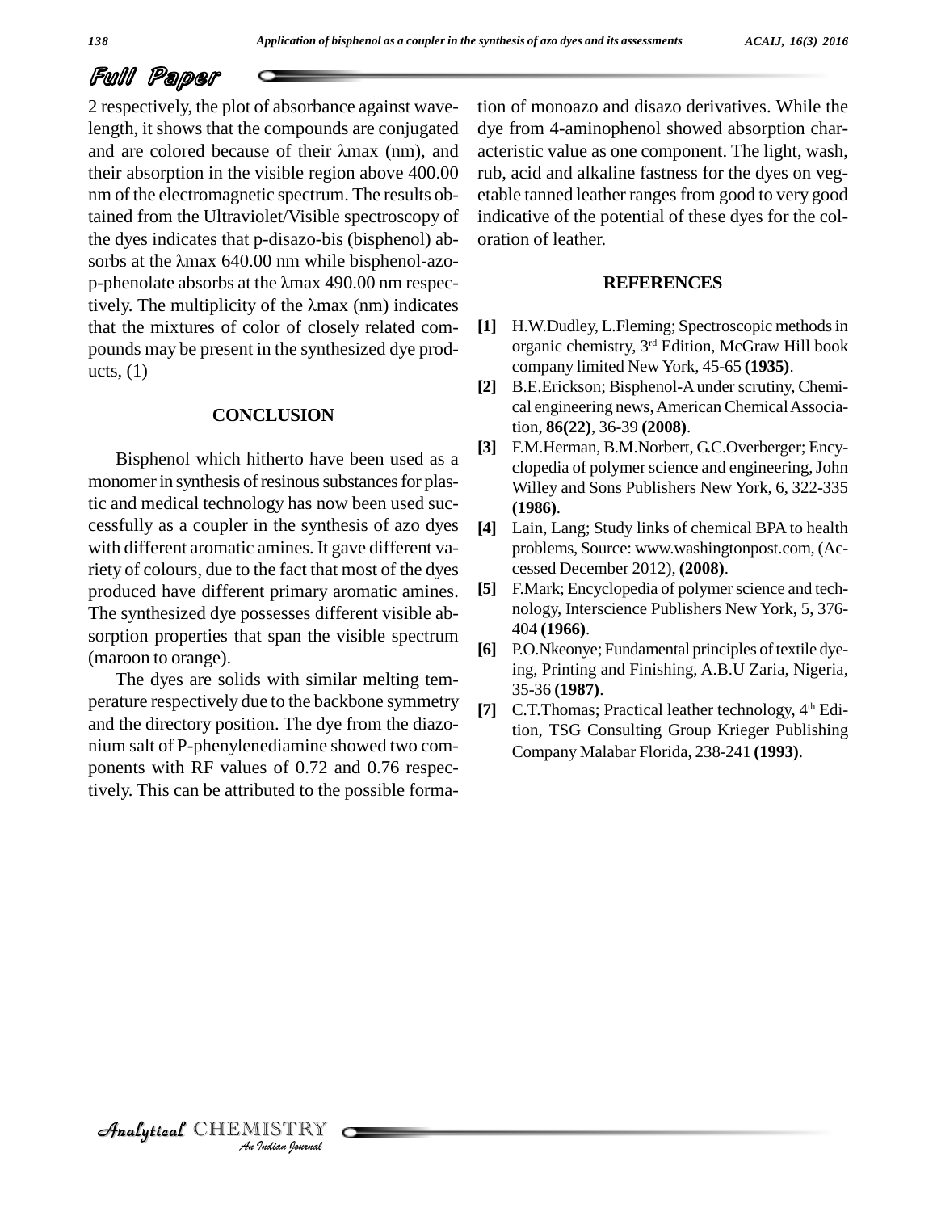2 respectively, the plot of absorbance against wavelength, it shows that the compounds are conjugated and are colored because of their λmax (nm), and their absorption in the visible region above 400.00 nm of the electromagnetic spectrum. The results obtained from the Ultraviolet/Visible spectroscopy of the dyes indicates that p-disazo-bis (bisphenol) absorbs at the λmax 640.00 nm while bisphenol-azo-p-phenolate absorbs at the λmax 490.00 nm respectively. The multiplicity of the λmax (nm) indicates that the mixtures of color of closely related compounds may be present in the synthesized dye products, (1)

## CONCLUSION

Bisphenol which hitherto have been used as a monomer in synthesis of resinous substances for plastic and medical technology has now been used successfully as a coupler in the synthesis of azo dyes with different aromatic amines. It gave different variety of colours, due to the fact that most of the dyes produced have different primary aromatic amines. The synthesized dye possesses different visible absorption properties that span the visible spectrum (maroon to orange).

The dyes are solids with similar melting temperature respectively due to the backbone symmetry and the directory position. The dye from the diazonium salt of P-phenylenediamine showed two components with RF values of 0.72 and 0.76 respectively. This can be attributed to the possible formation of monoazo and disazo derivatives. While the dye from 4-aminophenol showed absorption characteristic value as one component. The light, wash, rub, acid and alkaline fastness for the dyes on vegetable tanned leather ranges from good to very good indicative of the potential of these dyes for the coloration of leather.

## REFERENCES

[1] H.W.Dudley, L.Fleming; Spectroscopic methods in organic chemistry, 3rd Edition, McGraw Hill book company limited New York, 45-65 **(1935)**.

[2] B.E.Erickson; Bisphenol-A under scrutiny, Chemical engineering news, American Chemical Association, **86(22)**, 36-39 **(2008)**.

[3] F.M.Herman, B.M.Norbert, G.C.Overberger; Encyclopedia of polymer science and engineering, John Willey and Sons Publishers New York, 6, 322-335 **(1986)**.

[4] Lain, Lang; Study links of chemical BPA to health problems, Source: www.washingtonpost.com, (Accessed December 2012), **(2008)**.

[5] F.Mark; Encyclopedia of polymer science and technology, Interscience Publishers New York, 5, 376-404 **(1966)**.

[6] P.O.Nkeonye; Fundamental principles of textile dyeing, Printing and Finishing, A.B.U Zaria, Nigeria, 35-36 **(1987)**.

[7] C.T.Thomas; Practical leather technology, 4th Edition, TSG Consulting Group Krieger Publishing Company Malabar Florida, 238-241 **(1993)**.